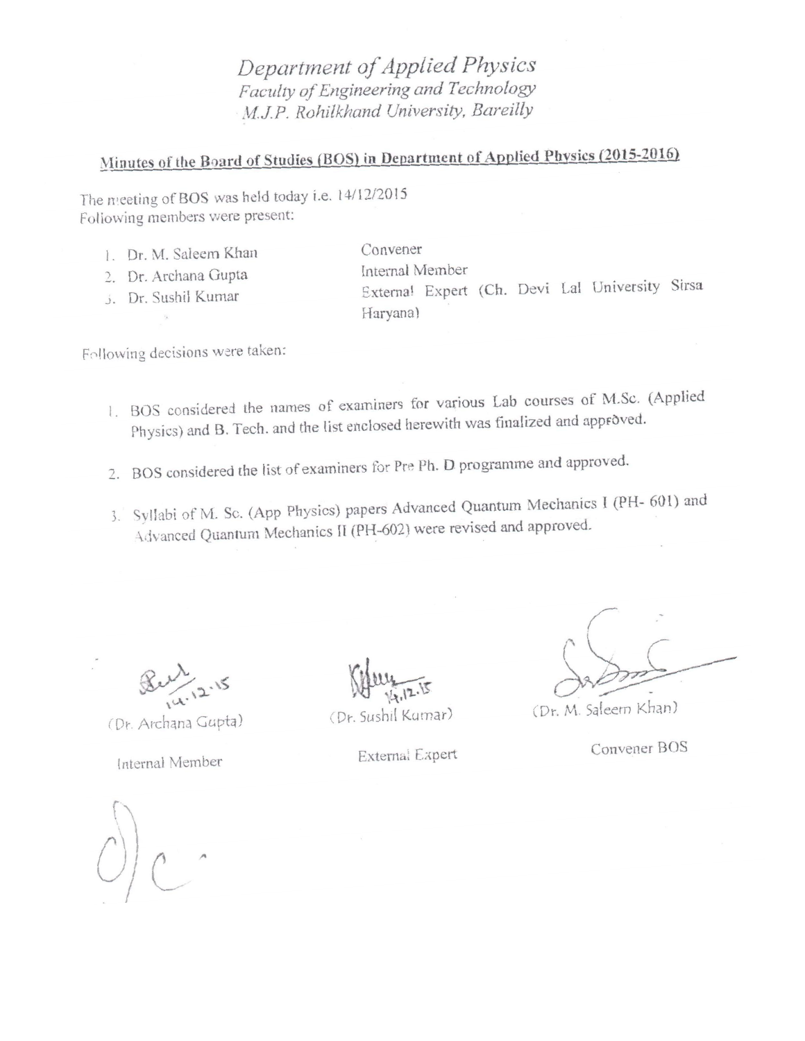# *Department of Applied Physics*

## *Faculty of Engineering and Technology*

## *M.J.P. Rohilkhand University, Bareilly*

**Minutes of the Board of Studies (BOS) in Department of Applied Physics (2015-2016)**

The meeting of BOS was held today i.e. 14/12/2015

Following members were present:

| | |
|---|---|
| 1. Dr. M. Saleem Khan | Convener |
| 2. Dr. Archana Gupta | Internal Member |
| 3. Dr. Sushil Kumar | External Expert (Ch. Devi Lal University Sirsa Haryana) |

Following decisions were taken:

1. BOS considered the names of examiners for various Lab courses of M.Sc. (Applied Physics) and B. Tech. and the list enclosed herewith was finalized and approved.

2. BOS considered the list of examiners for Pre Ph. D programme and approved.

3. Syllabi of M. Sc. (App Physics) papers Advanced Quantum Mechanics I (PH- 601) and Advanced Quantum Mechanics II (PH-602) were revised and approved.

| | | |
|---|---|---|
| 14.12.15 | 14.12.15 | |
| (Dr. Archana Gupta) | (Dr. Sushil Kumar) | (Dr. M. Saleem Khan) |
| Internal Member | External Expert | Convener BOS |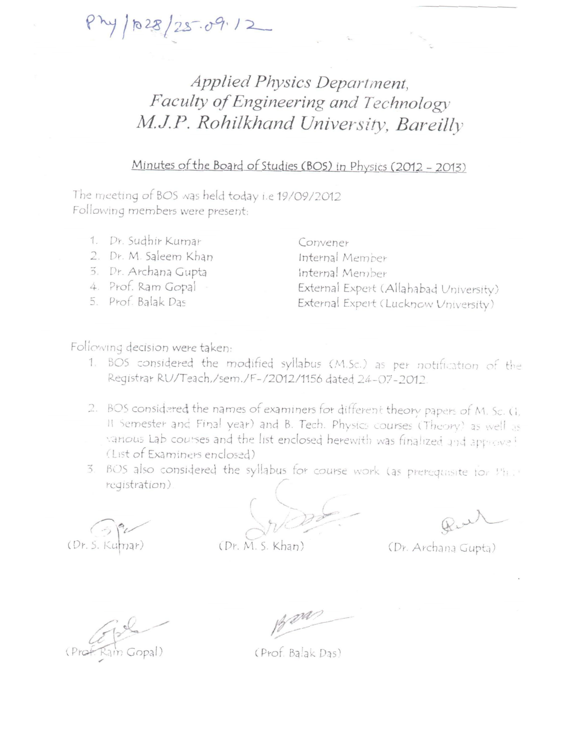Phy/1028/25.09.12

# Applied Physics Department,
# Faculty of Engineering and Technology
# M.J.P. Rohilkhand University, Bareilly

## Minutes of the Board of Studies (BOS) in Physics (2012 - 2013)

The meeting of BOS was held today i.e 19/09/2012
Following members were present:

| | |
|---|---|
| 1. Dr. Sudhir Kumar | Convener |
| 2. Dr. M. Saleem Khan | Internal Member |
| 3. Dr. Archana Gupta | Internal Member |
| 4. Prof. Ram Gopal | External Expert (Allahabad University) |
| 5. Prof. Balak Das | External Expert (Lucknow University) |

Following decision were taken:

1. BOS considered the modified syllabus (M.Sc.) as per notification of the Registrar RU/Teach./sem./F-/2012/1156 dated 24-07-2012.
2. BOS considered the names of examiners for different theory papers of M. Sc. (I, II Semester and Final year) and B. Tech. Physics courses (Theory) as well as various Lab courses and the list enclosed herewith was finalized and approved (List of Examiners enclosed)
3. BOS also considered the syllabus for course work (as prerequisite for Ph.D registration)

(Dr. S. Kumar) (Dr. M. S. Khan) (Dr. Archana Gupta)

(Prof. Ram Gopal) (Prof. Balak Das)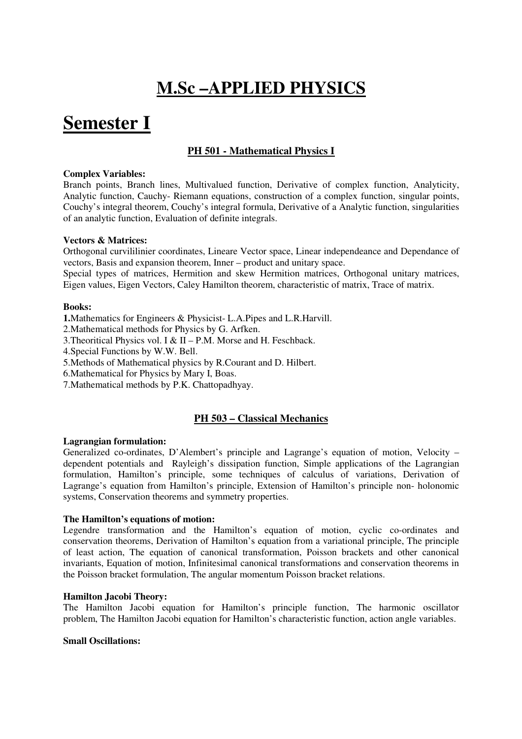# M.Sc –APPLIED PHYSICS

# Semester I

## PH 501 - Mathematical Physics I

**Complex Variables:**
Branch points, Branch lines, Multivalued function, Derivative of complex function, Analyticity, Analytic function, Cauchy- Riemann equations, construction of a complex function, singular points, Couchy's integral theorem, Couchy's integral formula, Derivative of a Analytic function, singularities of an analytic function, Evaluation of definite integrals.

**Vectors & Matrices:**
Orthogonal curvililinier coordinates, Lineare Vector space, Linear independeance and Dependance of vectors, Basis and expansion theorem, Inner – product and unitary space.
Special types of matrices, Hermition and skew Hermition matrices, Orthogonal unitary matrices, Eigen values, Eigen Vectors, Caley Hamilton theorem, characteristic of matrix, Trace of matrix.

**Books:**

**1.**Mathematics for Engineers & Physicist- L.A.Pipes and L.R.Harvill.
2.Mathematical methods for Physics by G. Arfken.
3.Theoritical Physics vol. I & II – P.M. Morse and H. Feschback.
4.Special Functions by W.W. Bell.
5.Methods of Mathematical physics by R.Courant and D. Hilbert.
6.Mathematical for Physics by Mary I, Boas.
7.Mathematical methods by P.K. Chattopadhyay.

## PH 503 – Classical Mechanics

**Lagrangian formulation:**
Generalized co-ordinates, D'Alembert's principle and Lagrange's equation of motion, Velocity – dependent potentials and Rayleigh's dissipation function, Simple applications of the Lagrangian formulation, Hamilton's principle, some techniques of calculus of variations, Derivation of Lagrange's equation from Hamilton's principle, Extension of Hamilton's principle non- holonomic systems, Conservation theorems and symmetry properties.

**The Hamilton's equations of motion:**
Legendre transformation and the Hamilton's equation of motion, cyclic co-ordinates and conservation theorems, Derivation of Hamilton's equation from a variational principle, The principle of least action, The equation of canonical transformation, Poisson brackets and other canonical invariants, Equation of motion, Infinitesimal canonical transformations and conservation theorems in the Poisson bracket formulation, The angular momentum Poisson bracket relations.

**Hamilton Jacobi Theory:**
The Hamilton Jacobi equation for Hamilton's principle function, The harmonic oscillator problem, The Hamilton Jacobi equation for Hamilton's characteristic function, action angle variables.

**Small Oscillations:**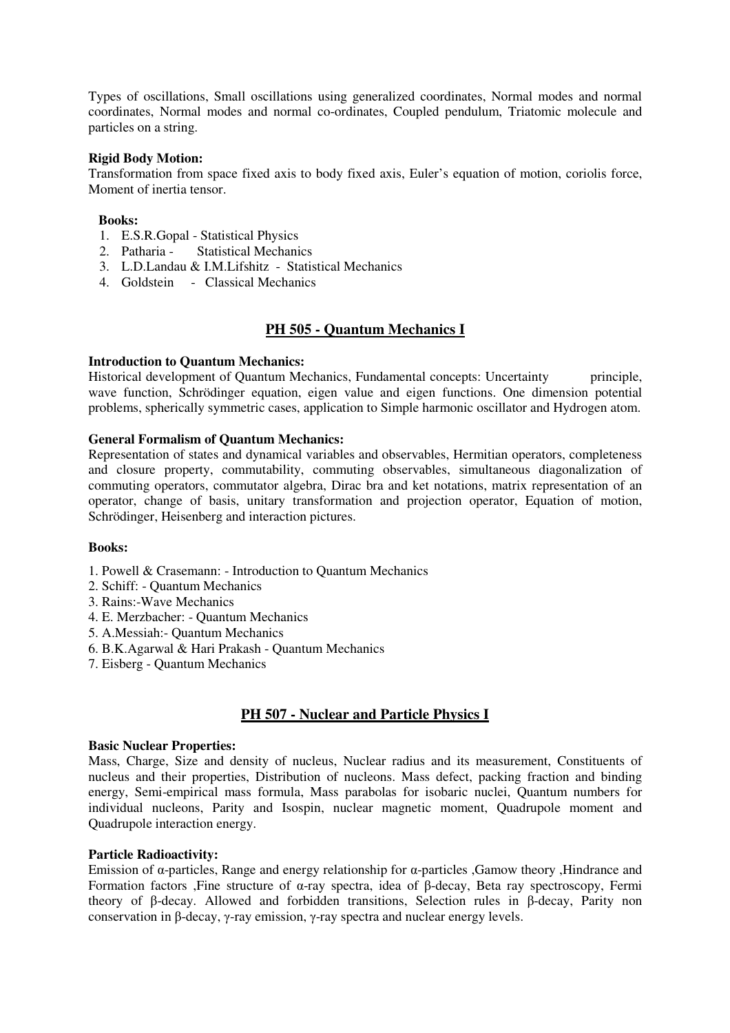Types of oscillations, Small oscillations using generalized coordinates, Normal modes and normal coordinates, Normal modes and normal co-ordinates, Coupled pendulum, Triatomic molecule and particles on a string.

**Rigid Body Motion:**
Transformation from space fixed axis to body fixed axis, Euler's equation of motion, coriolis force, Moment of inertia tensor.

**Books:**

1. E.S.R.Gopal - Statistical Physics
2. Patharia - Statistical Mechanics
3. L.D.Landau & I.M.Lifshitz - Statistical Mechanics
4. Goldstein - Classical Mechanics

## PH 505 - Quantum Mechanics I

**Introduction to Quantum Mechanics:**
Historical development of Quantum Mechanics, Fundamental concepts: Uncertainty principle, wave function, Schrödinger equation, eigen value and eigen functions. One dimension potential problems, spherically symmetric cases, application to Simple harmonic oscillator and Hydrogen atom.

**General Formalism of Quantum Mechanics:**
Representation of states and dynamical variables and observables, Hermitian operators, completeness and closure property, commutability, commuting observables, simultaneous diagonalization of commuting operators, commutator algebra, Dirac bra and ket notations, matrix representation of an operator, change of basis, unitary transformation and projection operator, Equation of motion, Schrödinger, Heisenberg and interaction pictures.

**Books:**

1. Powell & Crasemann: - Introduction to Quantum Mechanics
2. Schiff: - Quantum Mechanics
3. Rains:-Wave Mechanics
4. E. Merzbacher: - Quantum Mechanics
5. A.Messiah:- Quantum Mechanics
6. B.K.Agarwal & Hari Prakash - Quantum Mechanics
7. Eisberg - Quantum Mechanics

## PH 507 - Nuclear and Particle Physics I

**Basic Nuclear Properties:**
Mass, Charge, Size and density of nucleus, Nuclear radius and its measurement, Constituents of nucleus and their properties, Distribution of nucleons. Mass defect, packing fraction and binding energy, Semi-empirical mass formula, Mass parabolas for isobaric nuclei, Quantum numbers for individual nucleons, Parity and Isospin, nuclear magnetic moment, Quadrupole moment and Quadrupole interaction energy.

**Particle Radioactivity:**
Emission of $\alpha$-particles, Range and energy relationship for $\alpha$-particles ,Gamow theory ,Hindrance and Formation factors ,Fine structure of $\alpha$-ray spectra, idea of $\beta$-decay, Beta ray spectroscopy, Fermi theory of $\beta$-decay. Allowed and forbidden transitions, Selection rules in $\beta$-decay, Parity non conservation in $\beta$-decay, $\gamma$-ray emission, $\gamma$-ray spectra and nuclear energy levels.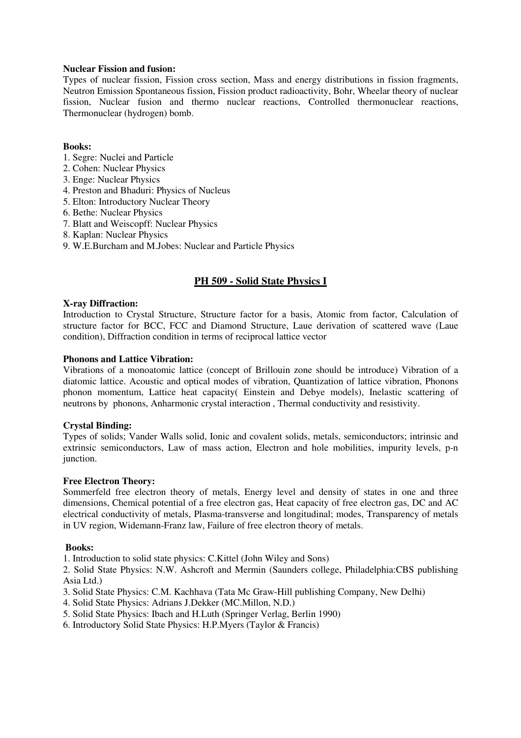**Nuclear Fission and fusion:**
Types of nuclear fission, Fission cross section, Mass and energy distributions in fission fragments, Neutron Emission Spontaneous fission, Fission product radioactivity, Bohr, Wheelar theory of nuclear fission, Nuclear fusion and thermo nuclear reactions, Controlled thermonuclear reactions, Thermonuclear (hydrogen) bomb.

**Books:**

1. Segre: Nuclei and Particle
2. Cohen: Nuclear Physics
3. Enge: Nuclear Physics
4. Preston and Bhaduri: Physics of Nucleus
5. Elton: Introductory Nuclear Theory
6. Bethe: Nuclear Physics
7. Blatt and Weiscopff: Nuclear Physics
8. Kaplan: Nuclear Physics
9. W.E.Burcham and M.Jobes: Nuclear and Particle Physics

## PH 509 - Solid State Physics I

**X-ray Diffraction:**
Introduction to Crystal Structure, Structure factor for a basis, Atomic from factor, Calculation of structure factor for BCC, FCC and Diamond Structure, Laue derivation of scattered wave (Laue condition), Diffraction condition in terms of reciprocal lattice vector

**Phonons and Lattice Vibration:**
Vibrations of a monoatomic lattice (concept of Brillouin zone should be introduce) Vibration of a diatomic lattice. Acoustic and optical modes of vibration, Quantization of lattice vibration, Phonons phonon momentum, Lattice heat capacity( Einstein and Debye models), Inelastic scattering of neutrons by phonons, Anharmonic crystal interaction , Thermal conductivity and resistivity.

**Crystal Binding:**
Types of solids; Vander Walls solid, Ionic and covalent solids, metals, semiconductors; intrinsic and extrinsic semiconductors, Law of mass action, Electron and hole mobilities, impurity levels, p-n junction.

**Free Electron Theory:**
Sommerfeld free electron theory of metals, Energy level and density of states in one and three dimensions, Chemical potential of a free electron gas, Heat capacity of free electron gas, DC and AC electrical conductivity of metals, Plasma-transverse and longitudinal; modes, Transparency of metals in UV region, Widemann-Franz law, Failure of free electron theory of metals.

**Books:**

1. Introduction to solid state physics: C.Kittel (John Wiley and Sons)
2. Solid State Physics: N.W. Ashcroft and Mermin (Saunders college, Philadelphia:CBS publishing Asia Ltd.)
3. Solid State Physics: C.M. Kachhava (Tata Mc Graw-Hill publishing Company, New Delhi)
4. Solid State Physics: Adrians J.Dekker (MC.Millon, N.D.)
5. Solid State Physics: Ibach and H.Luth (Springer Verlag, Berlin 1990)
6. Introductory Solid State Physics: H.P.Myers (Taylor & Francis)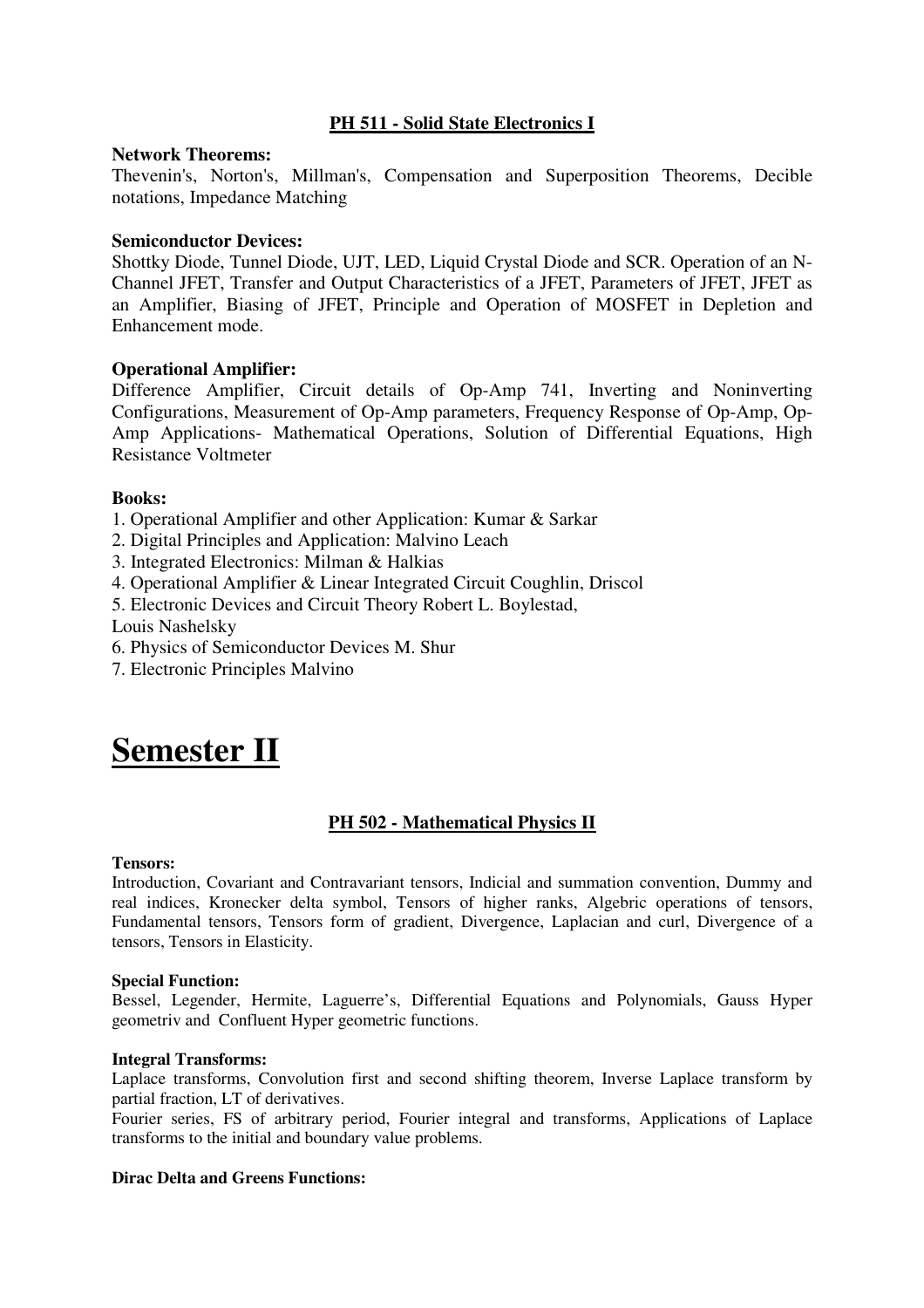### PH 511 - Solid State Electronics I

**Network Theorems:**
Thevenin's, Norton's, Millman's, Compensation and Superposition Theorems, Decible notations, Impedance Matching

**Semiconductor Devices:**
Shottky Diode, Tunnel Diode, UJT, LED, Liquid Crystal Diode and SCR. Operation of an N-Channel JFET, Transfer and Output Characteristics of a JFET, Parameters of JFET, JFET as an Amplifier, Biasing of JFET, Principle and Operation of MOSFET in Depletion and Enhancement mode.

**Operational Amplifier:**
Difference Amplifier, Circuit details of Op-Amp 741, Inverting and Noninverting Configurations, Measurement of Op-Amp parameters, Frequency Response of Op-Amp, Op-Amp Applications- Mathematical Operations, Solution of Differential Equations, High Resistance Voltmeter

**Books:**
1. Operational Amplifier and other Application: Kumar & Sarkar
2. Digital Principles and Application: Malvino Leach
3. Integrated Electronics: Milman & Halkias
4. Operational Amplifier & Linear Integrated Circuit Coughlin, Driscol
5. Electronic Devices and Circuit Theory Robert L. Boylestad,
Louis Nashelsky
6. Physics of Semiconductor Devices M. Shur
7. Electronic Principles Malvino

# Semester II

### PH 502 - Mathematical Physics II

**Tensors:**
Introduction, Covariant and Contravariant tensors, Indicial and summation convention, Dummy and real indices, Kronecker delta symbol, Tensors of higher ranks, Algebric operations of tensors, Fundamental tensors, Tensors form of gradient, Divergence, Laplacian and curl, Divergence of a tensors, Tensors in Elasticity.

**Special Function:**
Bessel, Legender, Hermite, Laguerre's, Differential Equations and Polynomials, Gauss Hyper geometriv and Confluent Hyper geometric functions.

**Integral Transforms:**
Laplace transforms, Convolution first and second shifting theorem, Inverse Laplace transform by partial fraction, LT of derivatives.
Fourier series, FS of arbitrary period, Fourier integral and transforms, Applications of Laplace transforms to the initial and boundary value problems.

**Dirac Delta and Greens Functions:**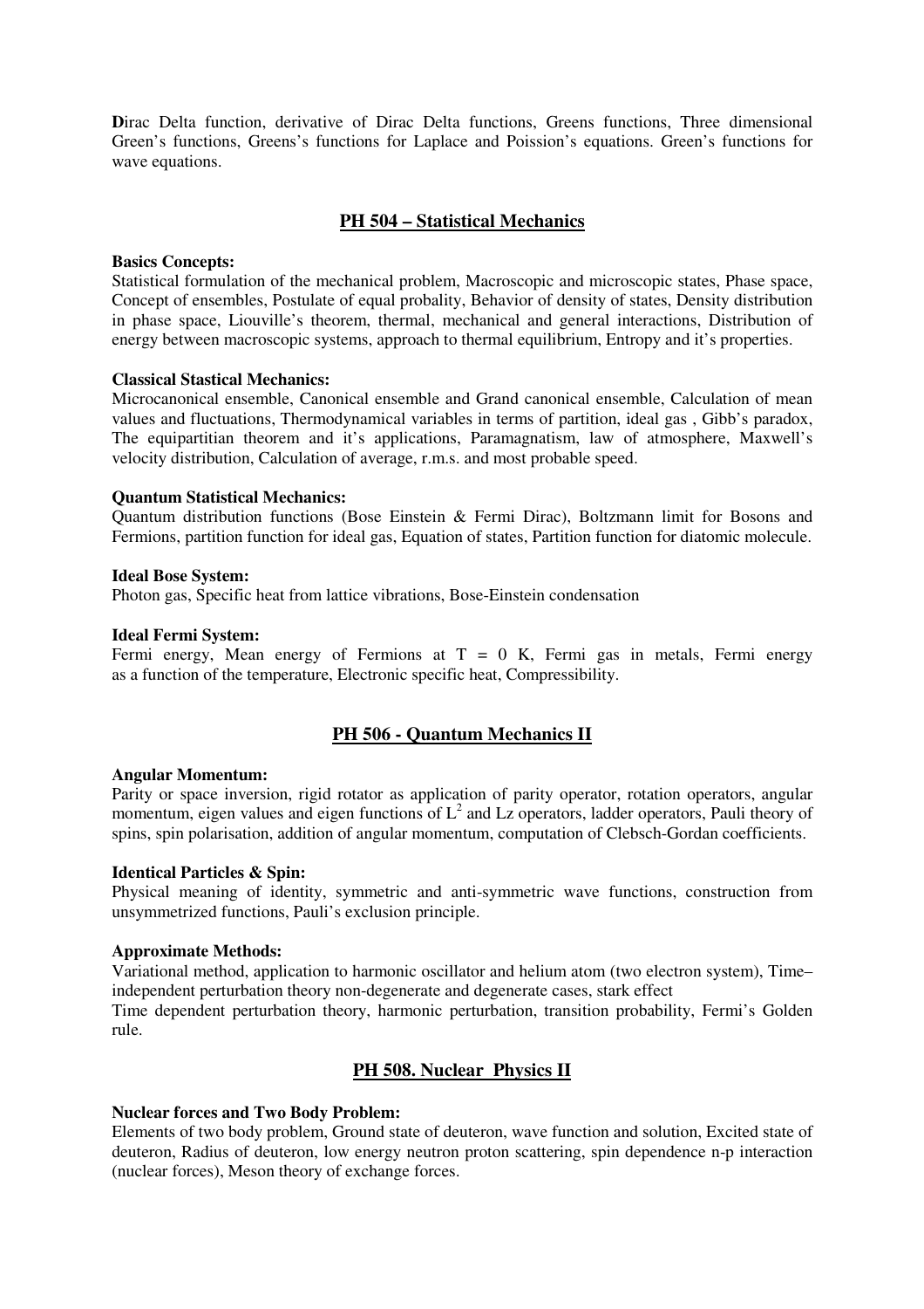Dirac Delta function, derivative of Dirac Delta functions, Greens functions, Three dimensional Green's functions, Greens's functions for Laplace and Poission's equations. Green's functions for wave equations.

## PH 504 – Statistical Mechanics

**Basics Concepts:**
Statistical formulation of the mechanical problem, Macroscopic and microscopic states, Phase space, Concept of ensembles, Postulate of equal probality, Behavior of density of states, Density distribution in phase space, Liouville's theorem, thermal, mechanical and general interactions, Distribution of energy between macroscopic systems, approach to thermal equilibrium, Entropy and it's properties.

**Classical Stastical Mechanics:**
Microcanonical ensemble, Canonical ensemble and Grand canonical ensemble, Calculation of mean values and fluctuations, Thermodynamical variables in terms of partition, ideal gas , Gibb's paradox, The equipartitian theorem and it's applications, Paramagnatism, law of atmosphere, Maxwell's velocity distribution, Calculation of average, r.m.s. and most probable speed.

**Quantum Statistical Mechanics:**
Quantum distribution functions (Bose Einstein & Fermi Dirac), Boltzmann limit for Bosons and Fermions, partition function for ideal gas, Equation of states, Partition function for diatomic molecule.

**Ideal Bose System:**
Photon gas, Specific heat from lattice vibrations, Bose-Einstein condensation

**Ideal Fermi System:**
Fermi energy, Mean energy of Fermions at T = 0 K, Fermi gas in metals, Fermi energy as a function of the temperature, Electronic specific heat, Compressibility.

## PH 506 - Quantum Mechanics II

**Angular Momentum:**
Parity or space inversion, rigid rotator as application of parity operator, rotation operators, angular momentum, eigen values and eigen functions of $L^2$ and Lz operators, ladder operators, Pauli theory of spins, spin polarisation, addition of angular momentum, computation of Clebsch-Gordan coefficients.

**Identical Particles & Spin:**
Physical meaning of identity, symmetric and anti-symmetric wave functions, construction from unsymmetrized functions, Pauli's exclusion principle.

**Approximate Methods:**
Variational method, application to harmonic oscillator and helium atom (two electron system), Time–independent perturbation theory non-degenerate and degenerate cases, stark effect
Time dependent perturbation theory, harmonic perturbation, transition probability, Fermi's Golden rule.

## PH 508. Nuclear Physics II

**Nuclear forces and Two Body Problem:**
Elements of two body problem, Ground state of deuteron, wave function and solution, Excited state of deuteron, Radius of deuteron, low energy neutron proton scattering, spin dependence n-p interaction (nuclear forces), Meson theory of exchange forces.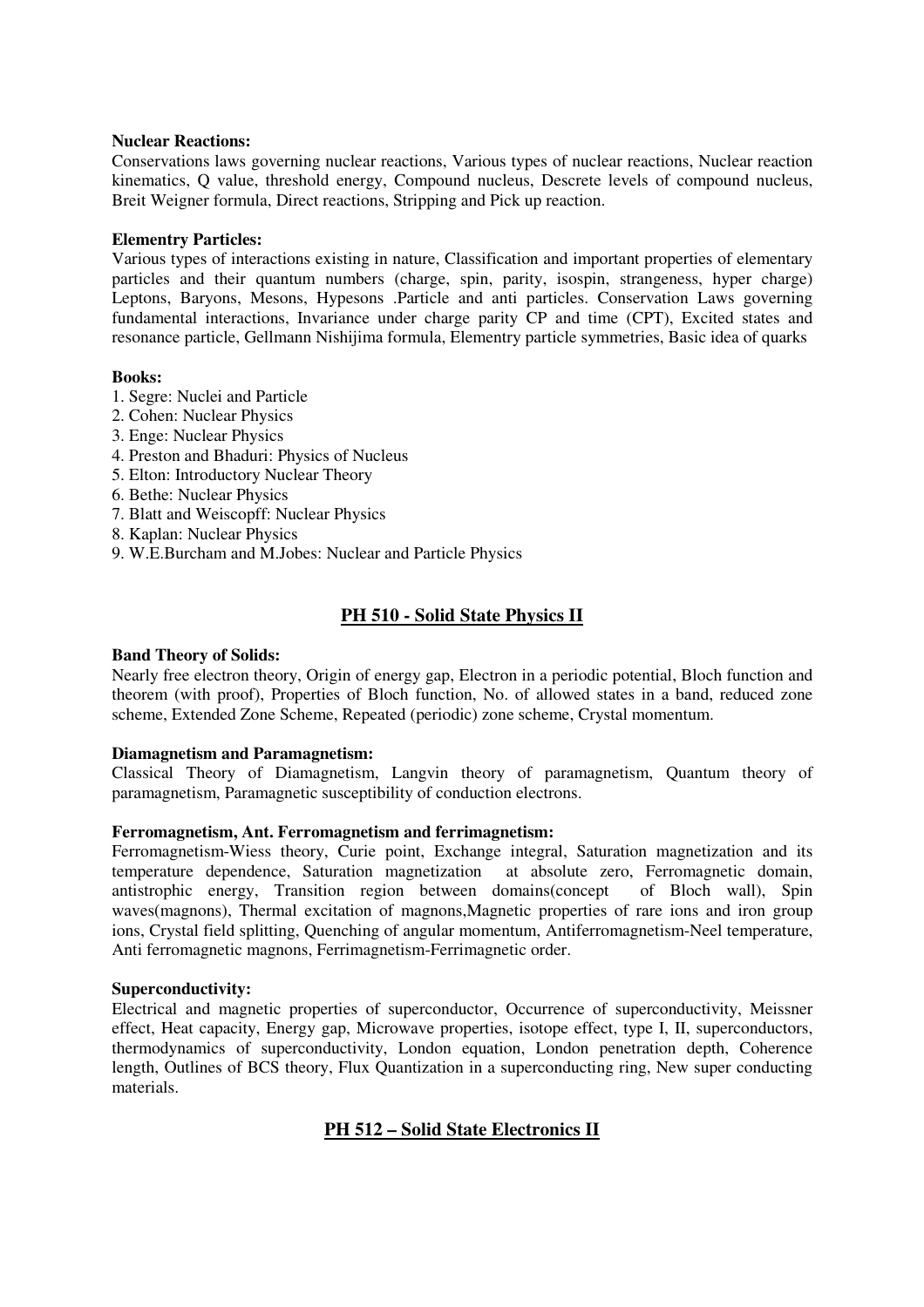**Nuclear Reactions:**

Conservations laws governing nuclear reactions, Various types of nuclear reactions, Nuclear reaction kinematics, Q value, threshold energy, Compound nucleus, Descrete levels of compound nucleus, Breit Weigner formula, Direct reactions, Stripping and Pick up reaction.

**Elementry Particles:**

Various types of interactions existing in nature, Classification and important properties of elementary particles and their quantum numbers (charge, spin, parity, isospin, strangeness, hyper charge) Leptons, Baryons, Mesons, Hypesons .Particle and anti particles. Conservation Laws governing fundamental interactions, Invariance under charge parity CP and time (CPT), Excited states and resonance particle, Gellmann Nishijima formula, Elementry particle symmetries, Basic idea of quarks

**Books:**

1. Segre: Nuclei and Particle
2. Cohen: Nuclear Physics
3. Enge: Nuclear Physics
4. Preston and Bhaduri: Physics of Nucleus
5. Elton: Introductory Nuclear Theory
6. Bethe: Nuclear Physics
7. Blatt and Weiscopff: Nuclear Physics
8. Kaplan: Nuclear Physics
9. W.E.Burcham and M.Jobes: Nuclear and Particle Physics

## PH 510 - Solid State Physics II

**Band Theory of Solids:**

Nearly free electron theory, Origin of energy gap, Electron in a periodic potential, Bloch function and theorem (with proof), Properties of Bloch function, No. of allowed states in a band, reduced zone scheme, Extended Zone Scheme, Repeated (periodic) zone scheme, Crystal momentum.

**Diamagnetism and Paramagnetism:**

Classical Theory of Diamagnetism, Langvin theory of paramagnetism, Quantum theory of paramagnetism, Paramagnetic susceptibility of conduction electrons.

**Ferromagnetism, Ant. Ferromagnetism and ferrimagnetism:**

Ferromagnetism-Wiess theory, Curie point, Exchange integral, Saturation magnetization and its temperature dependence, Saturation magnetization at absolute zero, Ferromagnetic domain, antistrophic energy, Transition region between domains(concept of Bloch wall), Spin waves(magnons), Thermal excitation of magnons,Magnetic properties of rare ions and iron group ions, Crystal field splitting, Quenching of angular momentum, Antiferromagnetism-Neel temperature, Anti ferromagnetic magnons, Ferrimagnetism-Ferrimagnetic order.

**Superconductivity:**

Electrical and magnetic properties of superconductor, Occurrence of superconductivity, Meissner effect, Heat capacity, Energy gap, Microwave properties, isotope effect, type I, II, superconductors, thermodynamics of superconductivity, London equation, London penetration depth, Coherence length, Outlines of BCS theory, Flux Quantization in a superconducting ring, New super conducting materials.

## PH 512 – Solid State Electronics II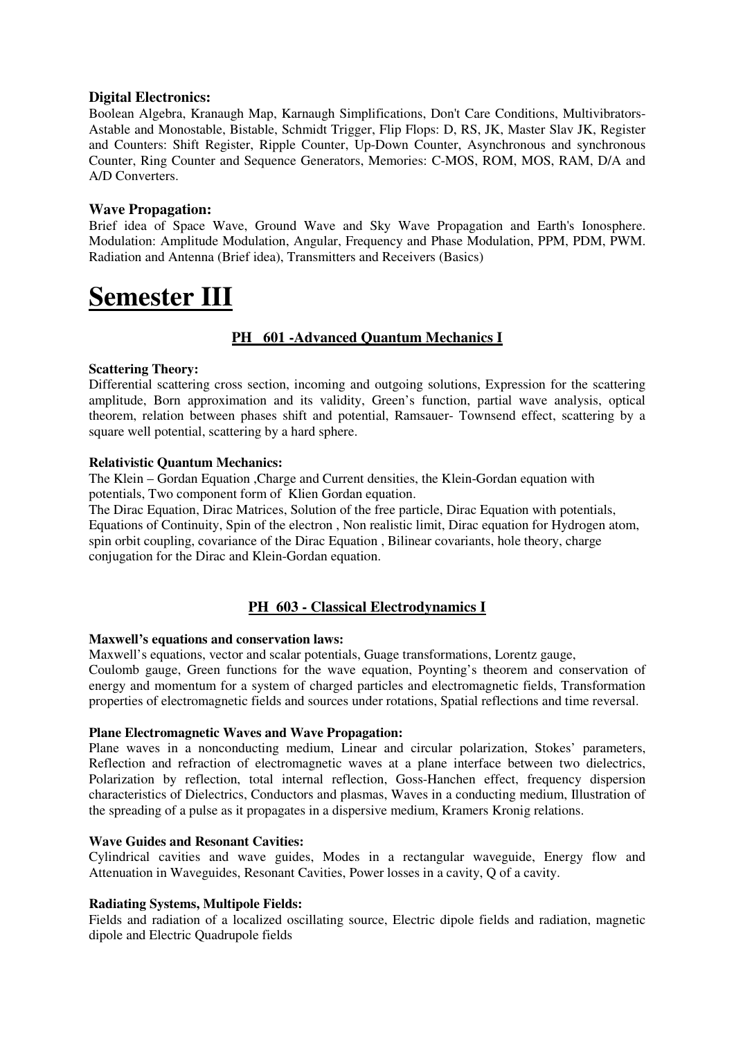**Digital Electronics:**
Boolean Algebra, Kranaugh Map, Karnaugh Simplifications, Don't Care Conditions, Multivibrators- Astable and Monostable, Bistable, Schmidt Trigger, Flip Flops: D, RS, JK, Master Slav JK, Register and Counters: Shift Register, Ripple Counter, Up-Down Counter, Asynchronous and synchronous Counter, Ring Counter and Sequence Generators, Memories: C-MOS, ROM, MOS, RAM, D/A and A/D Converters.

**Wave Propagation:**
Brief idea of Space Wave, Ground Wave and Sky Wave Propagation and Earth's Ionosphere. Modulation: Amplitude Modulation, Angular, Frequency and Phase Modulation, PPM, PDM, PWM. Radiation and Antenna (Brief idea), Transmitters and Receivers (Basics)

# Semester III

## PH 601 -Advanced Quantum Mechanics I

**Scattering Theory:**
Differential scattering cross section, incoming and outgoing solutions, Expression for the scattering amplitude, Born approximation and its validity, Green's function, partial wave analysis, optical theorem, relation between phases shift and potential, Ramsauer- Townsend effect, scattering by a square well potential, scattering by a hard sphere.

**Relativistic Quantum Mechanics:**
The Klein – Gordan Equation ,Charge and Current densities, the Klein-Gordan equation with potentials, Two component form of Klien Gordan equation.
The Dirac Equation, Dirac Matrices, Solution of the free particle, Dirac Equation with potentials, Equations of Continuity, Spin of the electron , Non realistic limit, Dirac equation for Hydrogen atom, spin orbit coupling, covariance of the Dirac Equation , Bilinear covariants, hole theory, charge conjugation for the Dirac and Klein-Gordan equation.

## PH 603 - Classical Electrodynamics I

**Maxwell's equations and conservation laws:**
Maxwell's equations, vector and scalar potentials, Guage transformations, Lorentz gauge,
Coulomb gauge, Green functions for the wave equation, Poynting's theorem and conservation of energy and momentum for a system of charged particles and electromagnetic fields, Transformation properties of electromagnetic fields and sources under rotations, Spatial reflections and time reversal.

**Plane Electromagnetic Waves and Wave Propagation:**
Plane waves in a nonconducting medium, Linear and circular polarization, Stokes' parameters, Reflection and refraction of electromagnetic waves at a plane interface between two dielectrics, Polarization by reflection, total internal reflection, Goss-Hanchen effect, frequency dispersion characteristics of Dielectrics, Conductors and plasmas, Waves in a conducting medium, Illustration of the spreading of a pulse as it propagates in a dispersive medium, Kramers Kronig relations.

**Wave Guides and Resonant Cavities:**
Cylindrical cavities and wave guides, Modes in a rectangular waveguide, Energy flow and Attenuation in Waveguides, Resonant Cavities, Power losses in a cavity, Q of a cavity.

**Radiating Systems, Multipole Fields:**
Fields and radiation of a localized oscillating source, Electric dipole fields and radiation, magnetic dipole and Electric Quadrupole fields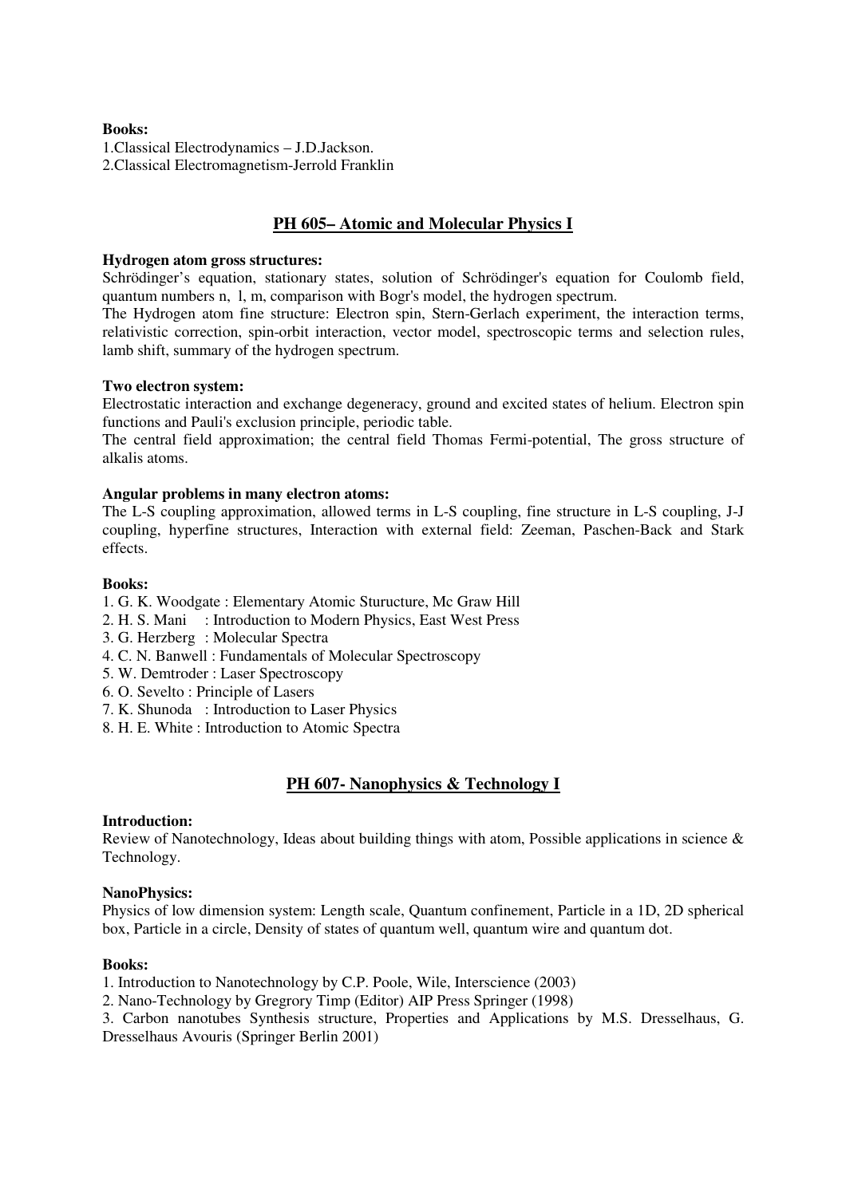**Books:**

1.Classical Electrodynamics – J.D.Jackson.
2.Classical Electromagnetism-Jerrold Franklin

## PH 605– Atomic and Molecular Physics I

**Hydrogen atom gross structures:**

Schrödinger's equation, stationary states, solution of Schrödinger's equation for Coulomb field, quantum numbers n, l, m, comparison with Bogr's model, the hydrogen spectrum.

The Hydrogen atom fine structure: Electron spin, Stern-Gerlach experiment, the interaction terms, relativistic correction, spin-orbit interaction, vector model, spectroscopic terms and selection rules, lamb shift, summary of the hydrogen spectrum.

**Two electron system:**

Electrostatic interaction and exchange degeneracy, ground and excited states of helium. Electron spin functions and Pauli's exclusion principle, periodic table.

The central field approximation; the central field Thomas Fermi-potential, The gross structure of alkalis atoms.

**Angular problems in many electron atoms:**

The L-S coupling approximation, allowed terms in L-S coupling, fine structure in L-S coupling, J-J coupling, hyperfine structures, Interaction with external field: Zeeman, Paschen-Back and Stark effects.

**Books:**

1. G. K. Woodgate : Elementary Atomic Sturucture, Mc Graw Hill
2. H. S. Mani : Introduction to Modern Physics, East West Press
3. G. Herzberg : Molecular Spectra
4. C. N. Banwell : Fundamentals of Molecular Spectroscopy
5. W. Demtroder : Laser Spectroscopy
6. O. Sevelto : Principle of Lasers
7. K. Shunoda : Introduction to Laser Physics
8. H. E. White : Introduction to Atomic Spectra

## PH 607- Nanophysics & Technology I

**Introduction:**

Review of Nanotechnology, Ideas about building things with atom, Possible applications in science & Technology.

**NanoPhysics:**

Physics of low dimension system: Length scale, Quantum confinement, Particle in a 1D, 2D spherical box, Particle in a circle, Density of states of quantum well, quantum wire and quantum dot.

**Books:**

1. Introduction to Nanotechnology by C.P. Poole, Wile, Interscience (2003)
2. Nano-Technology by Gregrory Timp (Editor) AIP Press Springer (1998)
3. Carbon nanotubes Synthesis structure, Properties and Applications by M.S. Dresselhaus, G. Dresselhaus Avouris (Springer Berlin 2001)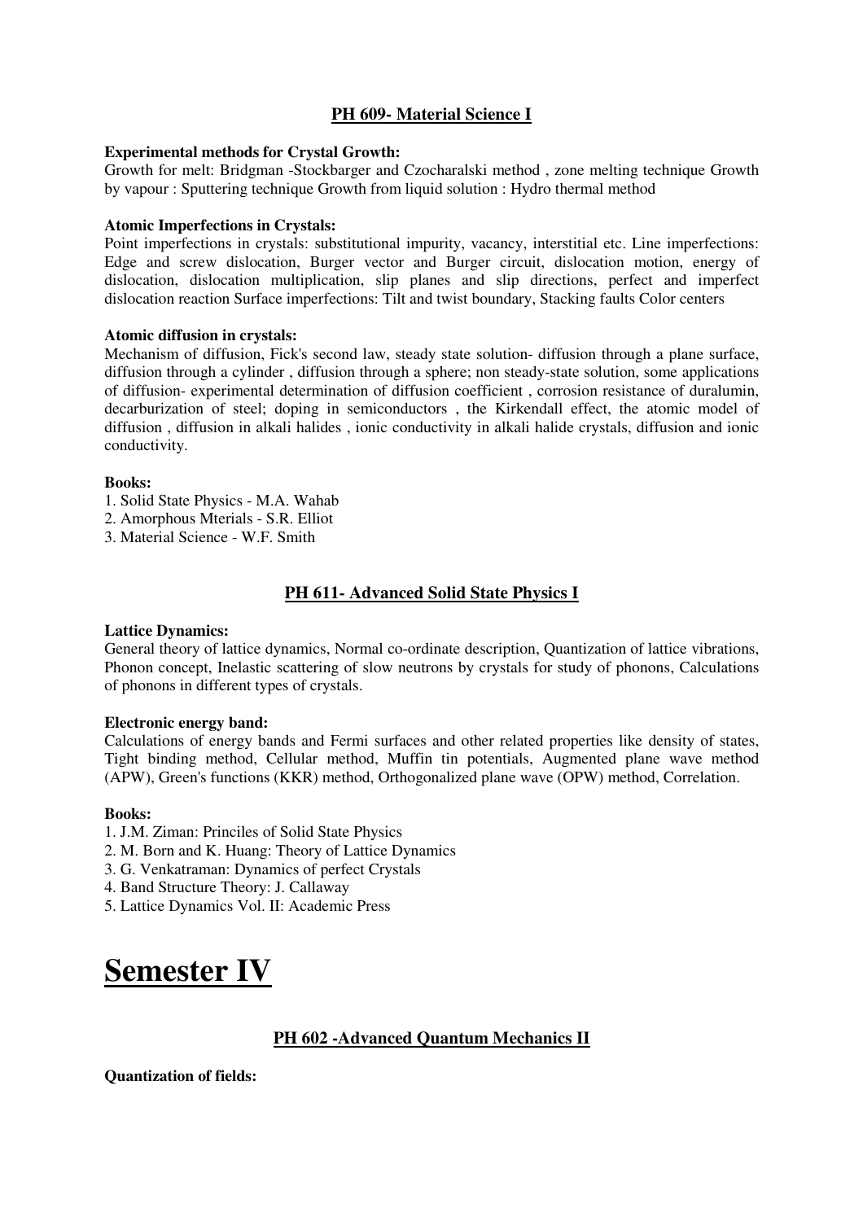## PH 609- Material Science I

**Experimental methods for Crystal Growth:**
Growth for melt: Bridgman -Stockbarger and Czocharalski method , zone melting technique Growth by vapour : Sputtering technique Growth from liquid solution : Hydro thermal method

**Atomic Imperfections in Crystals:**
Point imperfections in crystals: substitutional impurity, vacancy, interstitial etc. Line imperfections: Edge and screw dislocation, Burger vector and Burger circuit, dislocation motion, energy of dislocation, dislocation multiplication, slip planes and slip directions, perfect and imperfect dislocation reaction Surface imperfections: Tilt and twist boundary, Stacking faults Color centers

**Atomic diffusion in crystals:**
Mechanism of diffusion, Fick's second law, steady state solution- diffusion through a plane surface, diffusion through a cylinder , diffusion through a sphere; non steady-state solution, some applications of diffusion- experimental determination of diffusion coefficient , corrosion resistance of duralumin, decarburization of steel; doping in semiconductors , the Kirkendall effect, the atomic model of diffusion , diffusion in alkali halides , ionic conductivity in alkali halide crystals, diffusion and ionic conductivity.

**Books:**
1. Solid State Physics - M.A. Wahab
2. Amorphous Mterials - S.R. Elliot
3. Material Science - W.F. Smith

## PH 611- Advanced Solid State Physics I

**Lattice Dynamics:**
General theory of lattice dynamics, Normal co-ordinate description, Quantization of lattice vibrations, Phonon concept, Inelastic scattering of slow neutrons by crystals for study of phonons, Calculations of phonons in different types of crystals.

**Electronic energy band:**
Calculations of energy bands and Fermi surfaces and other related properties like density of states, Tight binding method, Cellular method, Muffin tin potentials, Augmented plane wave method (APW), Green's functions (KKR) method, Orthogonalized plane wave (OPW) method, Correlation.

**Books:**
1. J.M. Ziman: Princiles of Solid State Physics
2. M. Born and K. Huang: Theory of Lattice Dynamics
3. G. Venkatraman: Dynamics of perfect Crystals
4. Band Structure Theory: J. Callaway
5. Lattice Dynamics Vol. II: Academic Press

# Semester IV

## PH 602 -Advanced Quantum Mechanics II

**Quantization of fields:**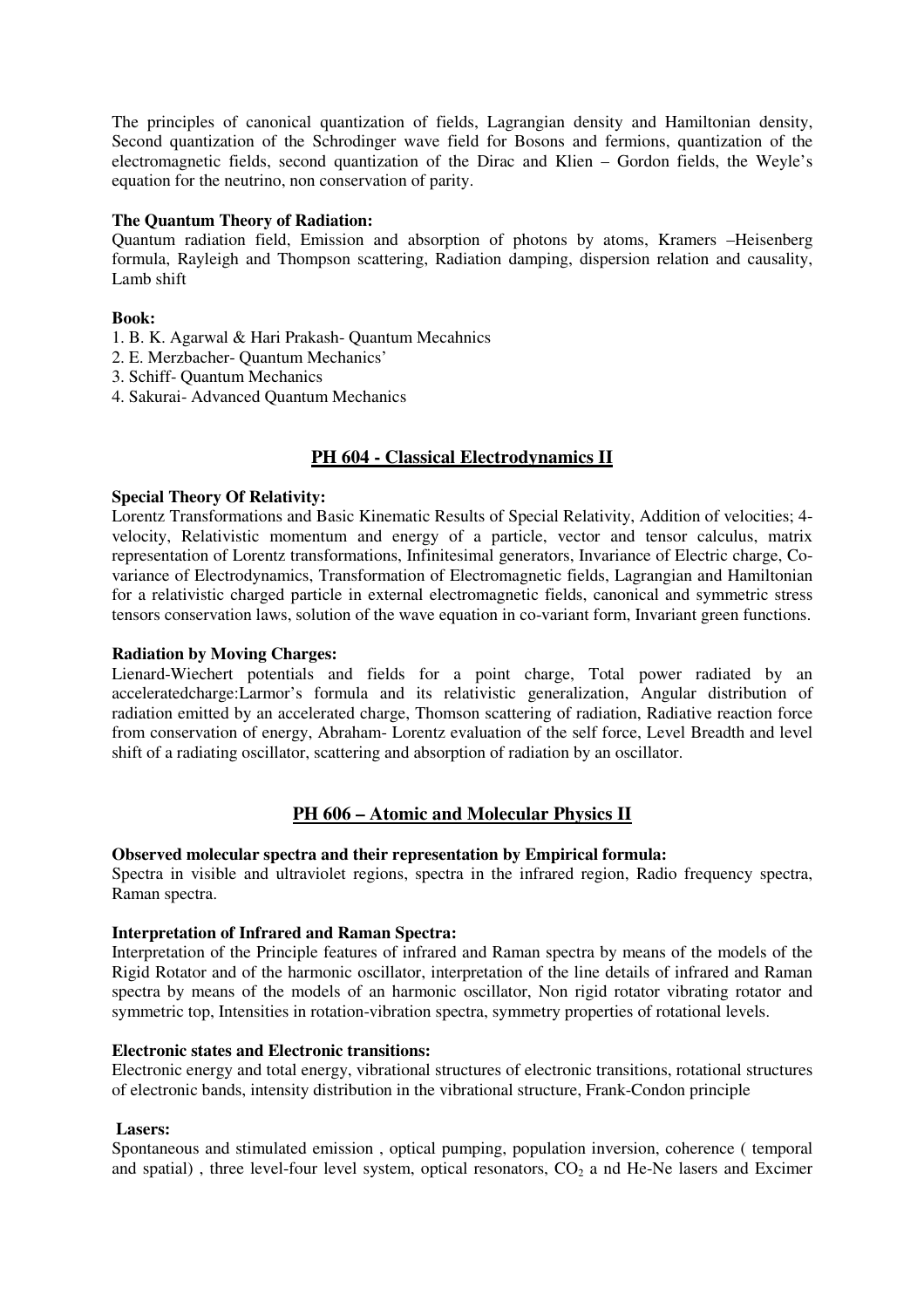The principles of canonical quantization of fields, Lagrangian density and Hamiltonian density, Second quantization of the Schrodinger wave field for Bosons and fermions, quantization of the electromagnetic fields, second quantization of the Dirac and Klien – Gordon fields, the Weyle's equation for the neutrino, non conservation of parity.

**The Quantum Theory of Radiation:**
Quantum radiation field, Emission and absorption of photons by atoms, Kramers –Heisenberg formula, Rayleigh and Thompson scattering, Radiation damping, dispersion relation and causality, Lamb shift

**Book:**
1. B. K. Agarwal & Hari Prakash- Quantum Mecahnics
2. E. Merzbacher- Quantum Mechanics'
3. Schiff- Quantum Mechanics
4. Sakurai- Advanced Quantum Mechanics

## PH 604 - Classical Electrodynamics II

**Special Theory Of Relativity:**
Lorentz Transformations and Basic Kinematic Results of Special Relativity, Addition of velocities; 4-velocity, Relativistic momentum and energy of a particle, vector and tensor calculus, matrix representation of Lorentz transformations, Infinitesimal generators, Invariance of Electric charge, Co-variance of Electrodynamics, Transformation of Electromagnetic fields, Lagrangian and Hamiltonian for a relativistic charged particle in external electromagnetic fields, canonical and symmetric stress tensors conservation laws, solution of the wave equation in co-variant form, Invariant green functions.

**Radiation by Moving Charges:**
Lienard-Wiechert potentials and fields for a point charge, Total power radiated by an acceleratedcharge:Larmor's formula and its relativistic generalization, Angular distribution of radiation emitted by an accelerated charge, Thomson scattering of radiation, Radiative reaction force from conservation of energy, Abraham- Lorentz evaluation of the self force, Level Breadth and level shift of a radiating oscillator, scattering and absorption of radiation by an oscillator.

## PH 606 – Atomic and Molecular Physics II

**Observed molecular spectra and their representation by Empirical formula:**
Spectra in visible and ultraviolet regions, spectra in the infrared region, Radio frequency spectra, Raman spectra.

**Interpretation of Infrared and Raman Spectra:**
Interpretation of the Principle features of infrared and Raman spectra by means of the models of the Rigid Rotator and of the harmonic oscillator, interpretation of the line details of infrared and Raman spectra by means of the models of an harmonic oscillator, Non rigid rotator vibrating rotator and symmetric top, Intensities in rotation-vibration spectra, symmetry properties of rotational levels.

**Electronic states and Electronic transitions:**
Electronic energy and total energy, vibrational structures of electronic transitions, rotational structures of electronic bands, intensity distribution in the vibrational structure, Frank-Condon principle

**Lasers:**
Spontaneous and stimulated emission , optical pumping, population inversion, coherence ( temporal and spatial) , three level-four level system, optical resonators, $CO_2$ a nd He-Ne lasers and Excimer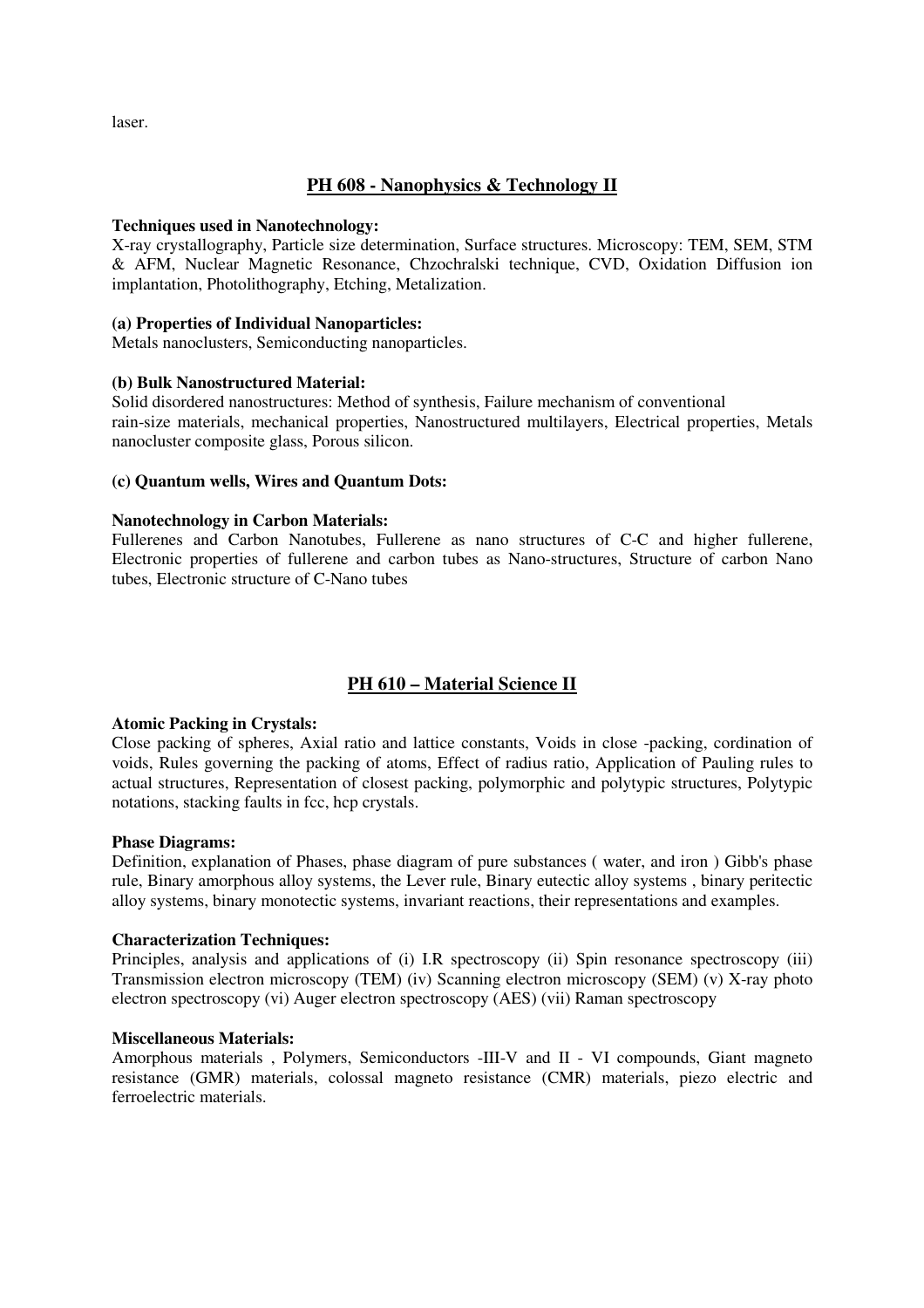laser.

## PH 608 - Nanophysics & Technology II

**Techniques used in Nanotechnology:**
X-ray crystallography, Particle size determination, Surface structures. Microscopy: TEM, SEM, STM & AFM, Nuclear Magnetic Resonance, Chzochralski technique, CVD, Oxidation Diffusion ion implantation, Photolithography, Etching, Metalization.

**(a) Properties of Individual Nanoparticles:**
Metals nanoclusters, Semiconducting nanoparticles.

**(b) Bulk Nanostructured Material:**
Solid disordered nanostructures: Method of synthesis, Failure mechanism of conventional rain-size materials, mechanical properties, Nanostructured multilayers, Electrical properties, Metals nanocluster composite glass, Porous silicon.

**(c) Quantum wells, Wires and Quantum Dots:**

**Nanotechnology in Carbon Materials:**
Fullerenes and Carbon Nanotubes, Fullerene as nano structures of C-C and higher fullerene, Electronic properties of fullerene and carbon tubes as Nano-structures, Structure of carbon Nano tubes, Electronic structure of C-Nano tubes

## PH 610 – Material Science II

**Atomic Packing in Crystals:**
Close packing of spheres, Axial ratio and lattice constants, Voids in close -packing, cordination of voids, Rules governing the packing of atoms, Effect of radius ratio, Application of Pauling rules to actual structures, Representation of closest packing, polymorphic and polytypic structures, Polytypic notations, stacking faults in fcc, hcp crystals.

**Phase Diagrams:**
Definition, explanation of Phases, phase diagram of pure substances ( water, and iron ) Gibb's phase rule, Binary amorphous alloy systems, the Lever rule, Binary eutectic alloy systems , binary peritectic alloy systems, binary monotectic systems, invariant reactions, their representations and examples.

**Characterization Techniques:**
Principles, analysis and applications of (i) I.R spectroscopy (ii) Spin resonance spectroscopy (iii) Transmission electron microscopy (TEM) (iv) Scanning electron microscopy (SEM) (v) X-ray photo electron spectroscopy (vi) Auger electron spectroscopy (AES) (vii) Raman spectroscopy

**Miscellaneous Materials:**
Amorphous materials , Polymers, Semiconductors -III-V and II - VI compounds, Giant magneto resistance (GMR) materials, colossal magneto resistance (CMR) materials, piezo electric and ferroelectric materials.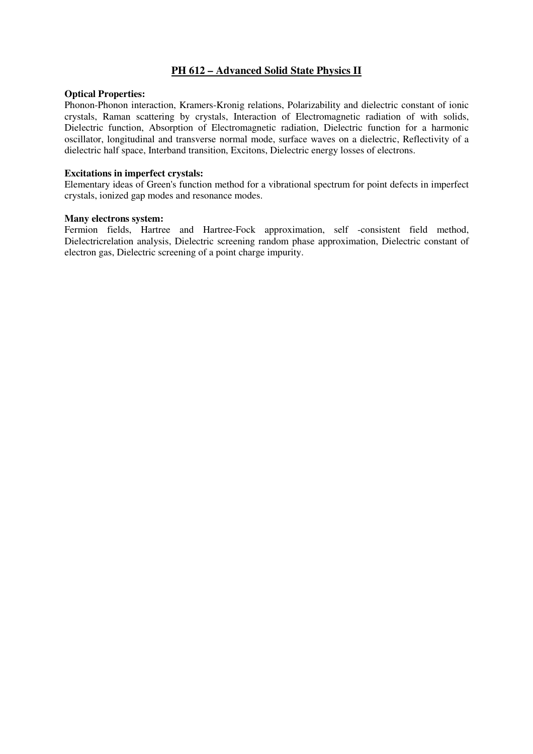# PH 612 – Advanced Solid State Physics II

**Optical Properties:**

Phonon-Phonon interaction, Kramers-Kronig relations, Polarizability and dielectric constant of ionic crystals, Raman scattering by crystals, Interaction of Electromagnetic radiation of with solids, Dielectric function, Absorption of Electromagnetic radiation, Dielectric function for a harmonic oscillator, longitudinal and transverse normal mode, surface waves on a dielectric, Reflectivity of a dielectric half space, Interband transition, Excitons, Dielectric energy losses of electrons.

**Excitations in imperfect crystals:**

Elementary ideas of Green's function method for a vibrational spectrum for point defects in imperfect crystals, ionized gap modes and resonance modes.

**Many electrons system:**

Fermion fields, Hartree and Hartree-Fock approximation, self -consistent field method, Dielectricrelation analysis, Dielectric screening random phase approximation, Dielectric constant of electron gas, Dielectric screening of a point charge impurity.